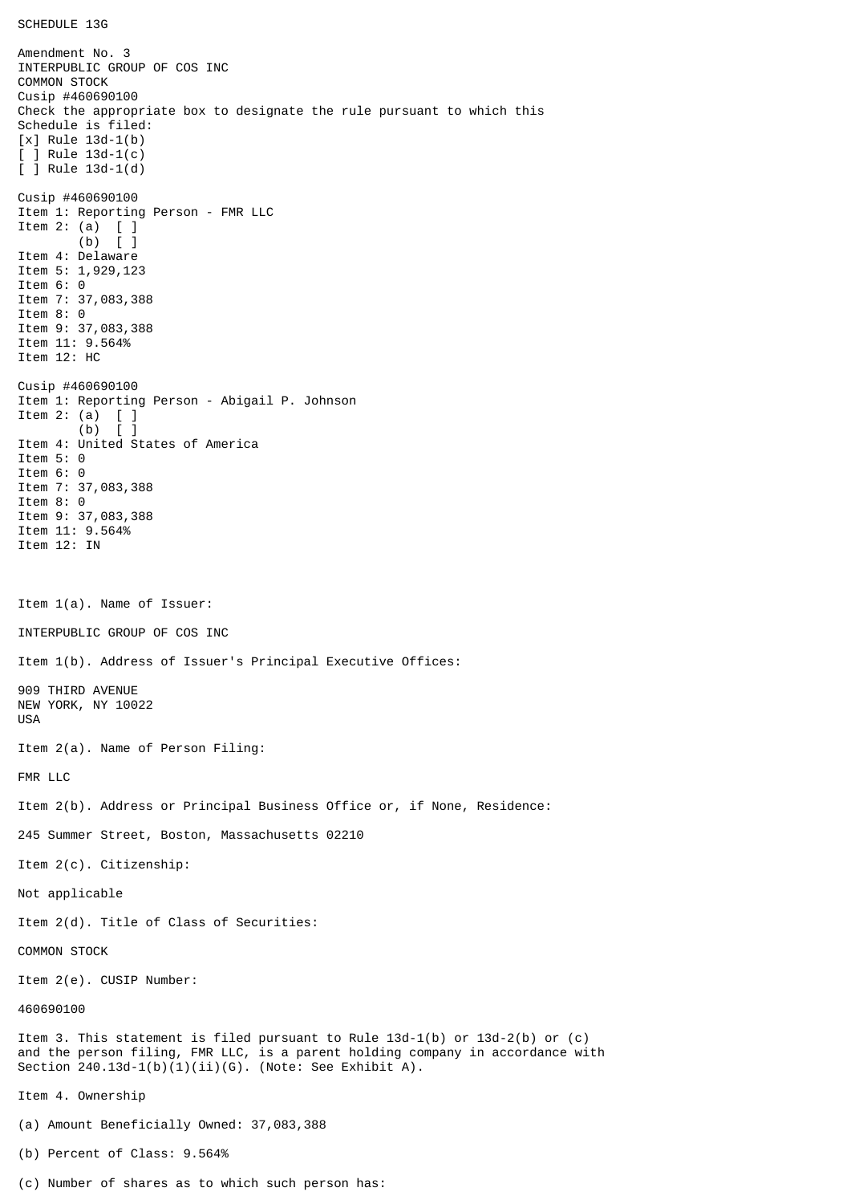SCHEDULE 13G

Amendment No. 3
INTERPUBLIC GROUP OF COS INC
COMMON STOCK
Cusip #460690100
Check the appropriate box to designate the rule pursuant to which this Schedule is filed:
[x] Rule 13d-1(b)
[ ] Rule 13d-1(c)
[ ] Rule 13d-1(d)

Cusip #460690100
Item 1: Reporting Person - FMR LLC
Item 2: (a) [ ]
(b) [ ]
Item 4: Delaware
Item 5: 1,929,123
Item 6: 0
Item 7: 37,083,388
Item 8: 0
Item 9: 37,083,388
Item 11: 9.564%
Item 12: HC

Cusip #460690100
Item 1: Reporting Person - Abigail P. Johnson
Item 2: (a) [ ]
(b) [ ]
Item 4: United States of America
Item 5: 0
Item 6: 0
Item 7: 37,083,388
Item 8: 0
Item 9: 37,083,388
Item 11: 9.564%
Item 12: IN

Item 1(a). Name of Issuer:

INTERPUBLIC GROUP OF COS INC

Item 1(b). Address of Issuer's Principal Executive Offices:

909 THIRD AVENUE
NEW YORK, NY 10022
USA

Item 2(a). Name of Person Filing:

FMR LLC

Item 2(b). Address or Principal Business Office or, if None, Residence:

245 Summer Street, Boston, Massachusetts 02210

Item 2(c). Citizenship:

Not applicable

Item 2(d). Title of Class of Securities:

COMMON STOCK

Item 2(e). CUSIP Number:

460690100

Item 3. This statement is filed pursuant to Rule 13d-1(b) or 13d-2(b) or (c) and the person filing, FMR LLC, is a parent holding company in accordance with Section 240.13d-1(b)(1)(ii)(G). (Note: See Exhibit A).

Item 4. Ownership

(a) Amount Beneficially Owned: 37,083,388

(b) Percent of Class: 9.564%

(c) Number of shares as to which such person has: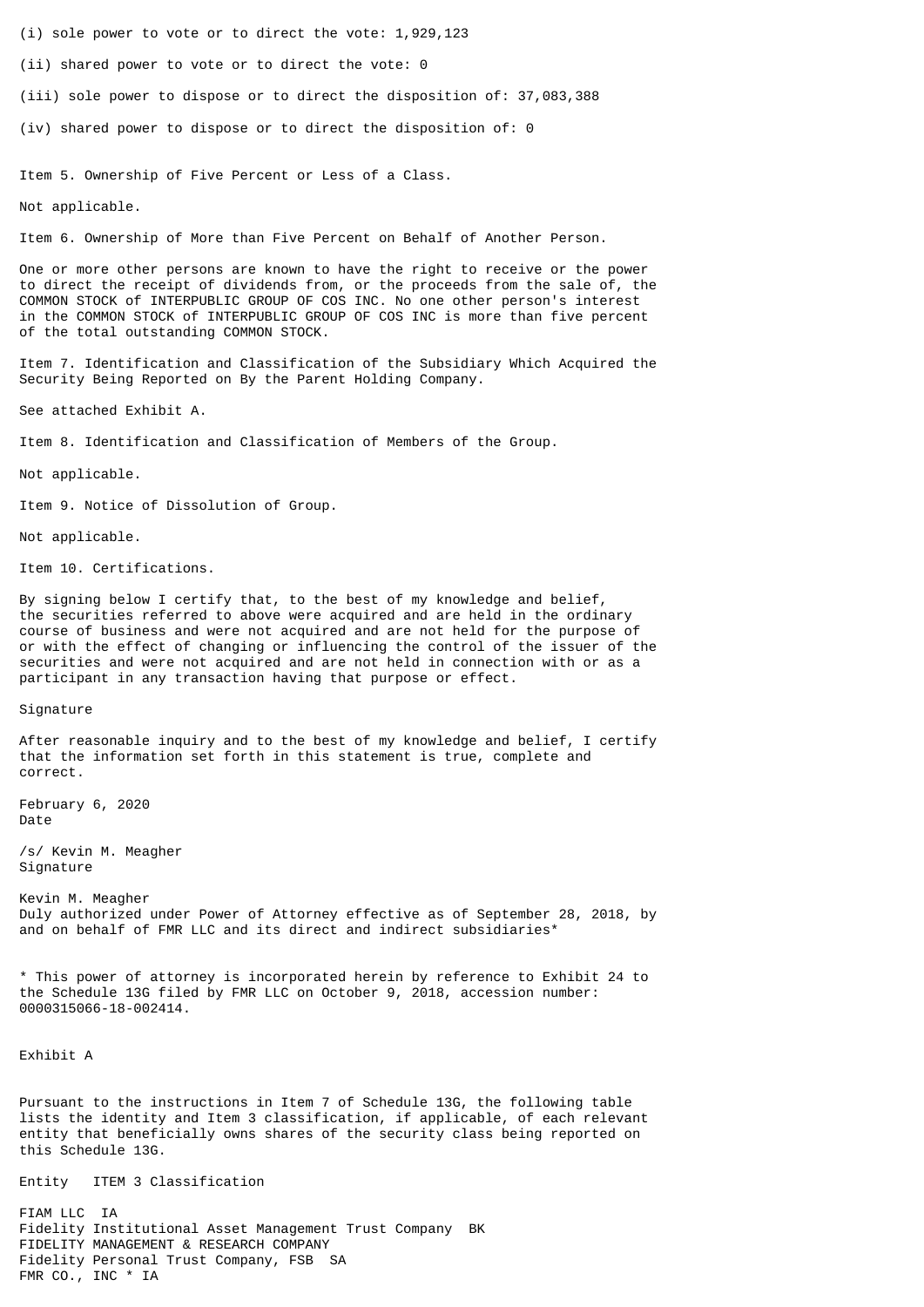(i) sole power to vote or to direct the vote: 1,929,123

(ii) shared power to vote or to direct the vote: 0

(iii) sole power to dispose or to direct the disposition of: 37,083,388

(iv) shared power to dispose or to direct the disposition of: 0

Item 5. Ownership of Five Percent or Less of a Class.

Not applicable.

Item 6. Ownership of More than Five Percent on Behalf of Another Person.

One or more other persons are known to have the right to receive or the power to direct the receipt of dividends from, or the proceeds from the sale of, the COMMON STOCK of INTERPUBLIC GROUP OF COS INC. No one other person's interest in the COMMON STOCK of INTERPUBLIC GROUP OF COS INC is more than five percent of the total outstanding COMMON STOCK.

Item 7. Identification and Classification of the Subsidiary Which Acquired the Security Being Reported on By the Parent Holding Company.

See attached Exhibit A.

Item 8. Identification and Classification of Members of the Group.

Not applicable.

Item 9. Notice of Dissolution of Group.

Not applicable.

Item 10. Certifications.

By signing below I certify that, to the best of my knowledge and belief, the securities referred to above were acquired and are held in the ordinary course of business and were not acquired and are not held for the purpose of or with the effect of changing or influencing the control of the issuer of the securities and were not acquired and are not held in connection with or as a participant in any transaction having that purpose or effect.

Signature

After reasonable inquiry and to the best of my knowledge and belief, I certify that the information set forth in this statement is true, complete and correct.

February 6, 2020
Date

/s/ Kevin M. Meagher
Signature

Kevin M. Meagher
Duly authorized under Power of Attorney effective as of September 28, 2018, by and on behalf of FMR LLC and its direct and indirect subsidiaries*

* This power of attorney is incorporated herein by reference to Exhibit 24 to the Schedule 13G filed by FMR LLC on October 9, 2018, accession number: 0000315066-18-002414.

Exhibit A

Pursuant to the instructions in Item 7 of Schedule 13G, the following table lists the identity and Item 3 classification, if applicable, of each relevant entity that beneficially owns shares of the security class being reported on this Schedule 13G.

| Entity | ITEM 3 Classification |
|---|---|
| FIAM LLC | IA |
| Fidelity Institutional Asset Management Trust Company | BK |
| FIDELITY MANAGEMENT & RESEARCH COMPANY | |
| Fidelity Personal Trust Company, FSB | SA |
| FMR CO., INC * | IA |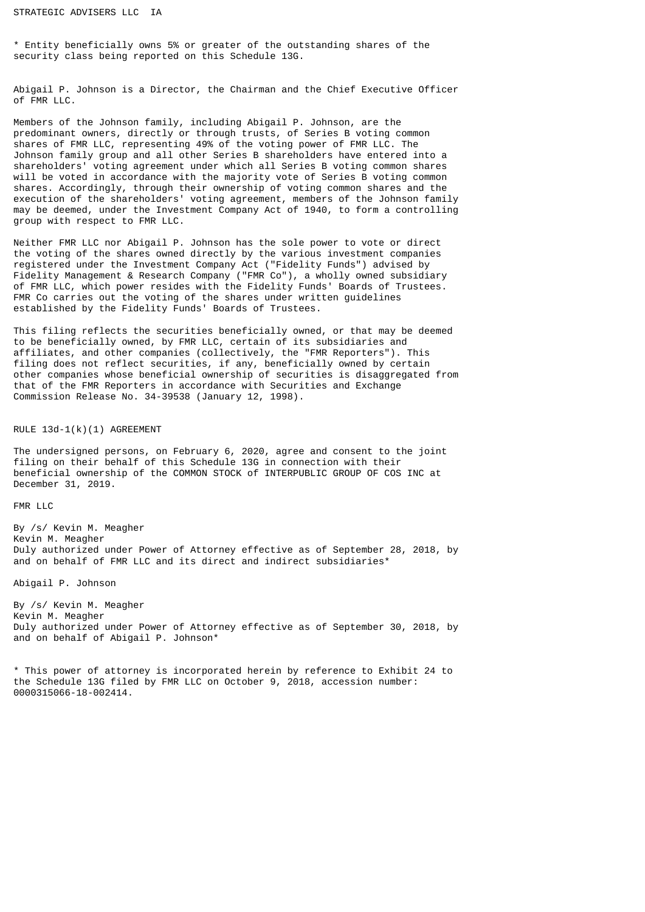STRATEGIC ADVISERS LLC IA

* Entity beneficially owns 5% or greater of the outstanding shares of the security class being reported on this Schedule 13G.

Abigail P. Johnson is a Director, the Chairman and the Chief Executive Officer of FMR LLC.

Members of the Johnson family, including Abigail P. Johnson, are the predominant owners, directly or through trusts, of Series B voting common shares of FMR LLC, representing 49% of the voting power of FMR LLC. The Johnson family group and all other Series B shareholders have entered into a shareholders' voting agreement under which all Series B voting common shares will be voted in accordance with the majority vote of Series B voting common shares. Accordingly, through their ownership of voting common shares and the execution of the shareholders' voting agreement, members of the Johnson family may be deemed, under the Investment Company Act of 1940, to form a controlling group with respect to FMR LLC.

Neither FMR LLC nor Abigail P. Johnson has the sole power to vote or direct the voting of the shares owned directly by the various investment companies registered under the Investment Company Act ("Fidelity Funds") advised by Fidelity Management & Research Company ("FMR Co"), a wholly owned subsidiary of FMR LLC, which power resides with the Fidelity Funds' Boards of Trustees. FMR Co carries out the voting of the shares under written guidelines established by the Fidelity Funds' Boards of Trustees.

This filing reflects the securities beneficially owned, or that may be deemed to be beneficially owned, by FMR LLC, certain of its subsidiaries and affiliates, and other companies (collectively, the "FMR Reporters"). This filing does not reflect securities, if any, beneficially owned by certain other companies whose beneficial ownership of securities is disaggregated from that of the FMR Reporters in accordance with Securities and Exchange Commission Release No. 34-39538 (January 12, 1998).

RULE 13d-1(k)(1) AGREEMENT

The undersigned persons, on February 6, 2020, agree and consent to the joint filing on their behalf of this Schedule 13G in connection with their beneficial ownership of the COMMON STOCK of INTERPUBLIC GROUP OF COS INC at December 31, 2019.

FMR LLC

By /s/ Kevin M. Meagher
Kevin M. Meagher
Duly authorized under Power of Attorney effective as of September 28, 2018, by and on behalf of FMR LLC and its direct and indirect subsidiaries*

Abigail P. Johnson

By /s/ Kevin M. Meagher
Kevin M. Meagher
Duly authorized under Power of Attorney effective as of September 30, 2018, by and on behalf of Abigail P. Johnson*

* This power of attorney is incorporated herein by reference to Exhibit 24 to the Schedule 13G filed by FMR LLC on October 9, 2018, accession number: 0000315066-18-002414.